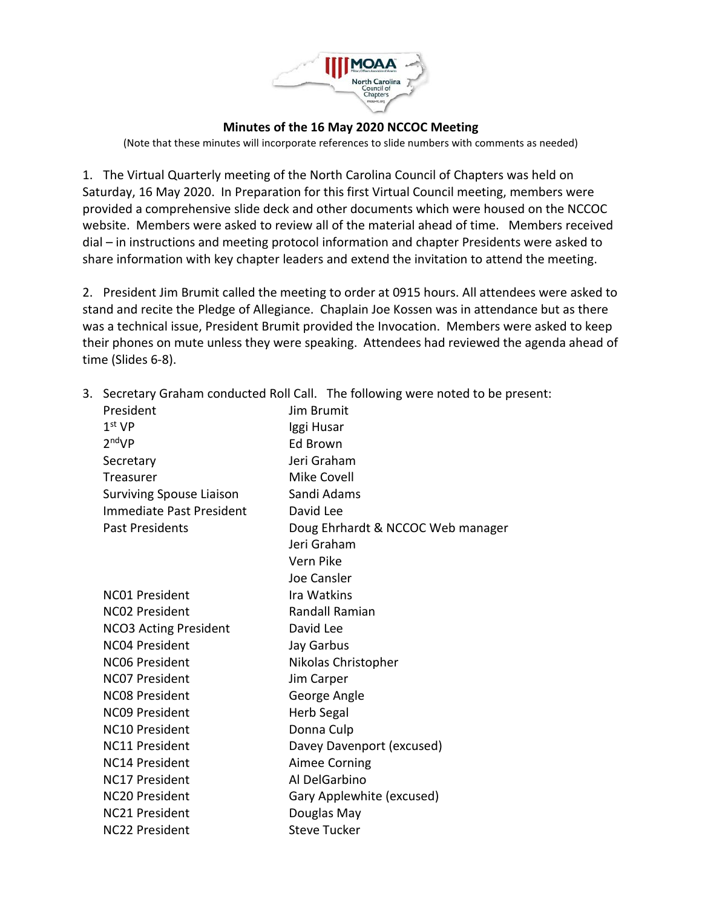## Minutes of the 16 May 2020 NCCOC Meeting

(Note that these minutes will incorporate references to slide numbers with comments as needed)

1. The Virtual Quarterly meeting of the North Carolina Council of Chapters was held on Saturday, 16 May 2020. In Preparation for this first Virtual Council meeting, members were provided a comprehensive slide deck and other documents which were housed on the NCCOC website. Members were asked to review all of the material ahead of time. Members received dial – in instructions and meeting protocol information and chapter Presidents were asked to share information with key chapter leaders and extend the invitation to attend the meeting.

2. President Jim Brumit called the meeting to order at 0915 hours. All attendees were asked to stand and recite the Pledge of Allegiance. Chaplain Joe Kossen was in attendance but as there was a technical issue, President Brumit provided the Invocation. Members were asked to keep their phones on mute unless they were speaking. Attendees had reviewed the agenda ahead of time (Slides 6-8).

3. Secretary Graham conducted Roll Call. The following were noted to be present:

| | |
|---|---|
| President | Jim Brumit |
| 1st VP | Iggi Husar |
| 2nd VP | Ed Brown |
| Secretary | Jeri Graham |
| Treasurer | Mike Covell |
| Surviving Spouse Liaison | Sandi Adams |
| Immediate Past President | David Lee |
| Past Presidents | Doug Ehrhardt & NCCOC Web manager |
| | Jeri Graham |
| | Vern Pike |
| | Joe Cansler |
| NC01 President | Ira Watkins |
| NC02 President | Randall Ramian |
| NCO3 Acting President | David Lee |
| NC04 President | Jay Garbus |
| NC06 President | Nikolas Christopher |
| NC07 President | Jim Carper |
| NC08 President | George Angle |
| NC09 President | Herb Segal |
| NC10 President | Donna Culp |
| NC11 President | Davey Davenport (excused) |
| NC14 President | Aimee Corning |
| NC17 President | Al DelGarbino |
| NC20 President | Gary Applewhite (excused) |
| NC21 President | Douglas May |
| NC22 President | Steve Tucker |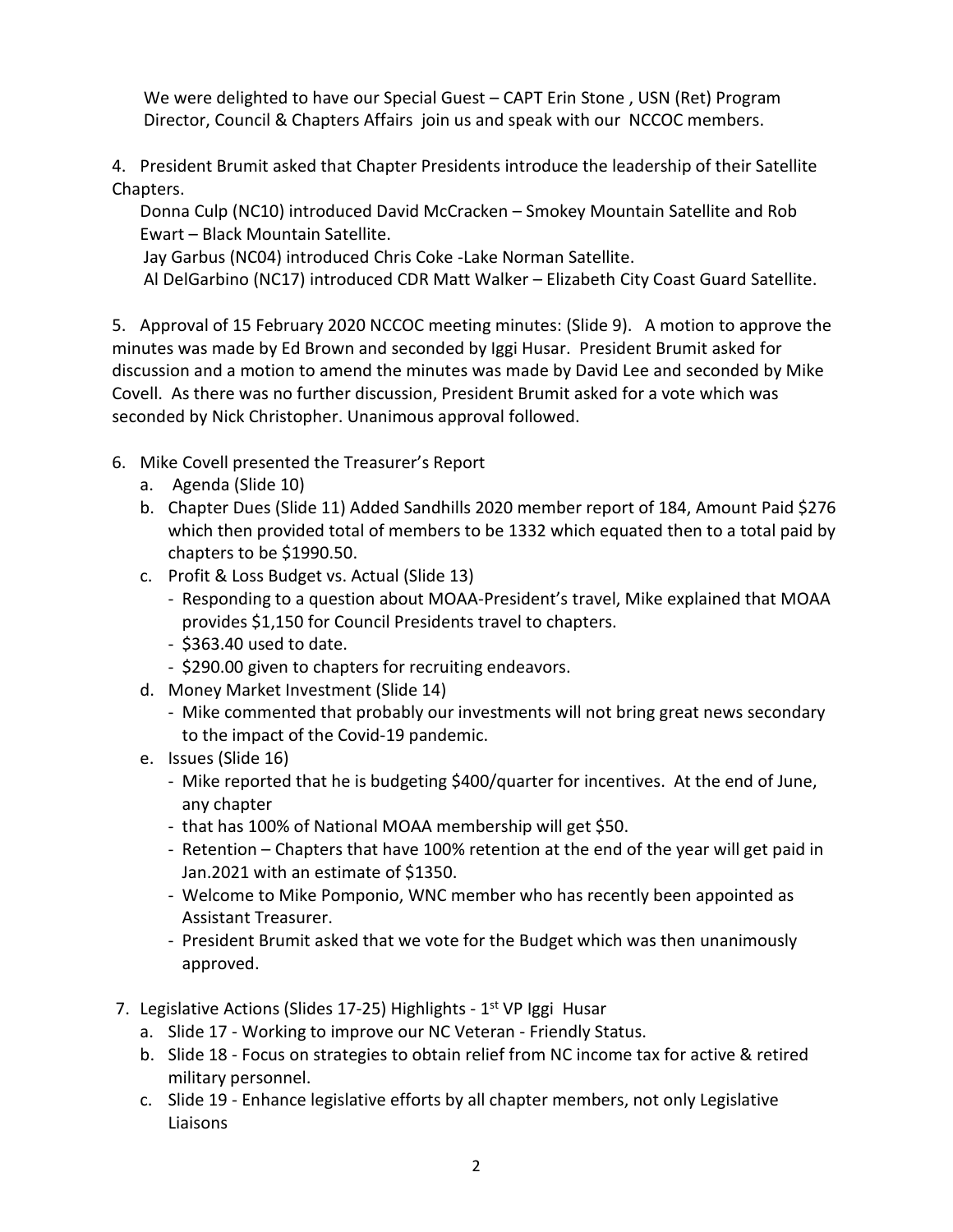We were delighted to have our Special Guest – CAPT Erin Stone , USN (Ret) Program Director, Council & Chapters Affairs join us and speak with our NCCOC members.

4. President Brumit asked that Chapter Presidents introduce the leadership of their Satellite Chapters.

   Donna Culp (NC10) introduced David McCracken – Smokey Mountain Satellite and Rob Ewart – Black Mountain Satellite.

   Jay Garbus (NC04) introduced Chris Coke -Lake Norman Satellite.

   Al DelGarbino (NC17) introduced CDR Matt Walker – Elizabeth City Coast Guard Satellite.

5. Approval of 15 February 2020 NCCOC meeting minutes: (Slide 9). A motion to approve the minutes was made by Ed Brown and seconded by Iggi Husar. President Brumit asked for discussion and a motion to amend the minutes was made by David Lee and seconded by Mike Covell. As there was no further discussion, President Brumit asked for a vote which was seconded by Nick Christopher. Unanimous approval followed.

6. Mike Covell presented the Treasurer's Report
   a. Agenda (Slide 10)
   b. Chapter Dues (Slide 11) Added Sandhills 2020 member report of 184, Amount Paid $276 which then provided total of members to be 1332 which equated then to a total paid by chapters to be $1990.50.
   c. Profit & Loss Budget vs. Actual (Slide 13)
      - Responding to a question about MOAA-President's travel, Mike explained that MOAA provides $1,150 for Council Presidents travel to chapters.
      - $363.40 used to date.
      - $290.00 given to chapters for recruiting endeavors.
   d. Money Market Investment (Slide 14)
      - Mike commented that probably our investments will not bring great news secondary to the impact of the Covid-19 pandemic.
   e. Issues (Slide 16)
      - Mike reported that he is budgeting $400/quarter for incentives. At the end of June, any chapter
      - that has 100% of National MOAA membership will get $50.
      - Retention – Chapters that have 100% retention at the end of the year will get paid in Jan.2021 with an estimate of $1350.
      - Welcome to Mike Pomponio, WNC member who has recently been appointed as Assistant Treasurer.
      - President Brumit asked that we vote for the Budget which was then unanimously approved.

7. Legislative Actions (Slides 17-25) Highlights - 1st VP Iggi Husar
   a. Slide 17 - Working to improve our NC Veteran - Friendly Status.
   b. Slide 18 - Focus on strategies to obtain relief from NC income tax for active & retired military personnel.
   c. Slide 19 - Enhance legislative efforts by all chapter members, not only Legislative Liaisons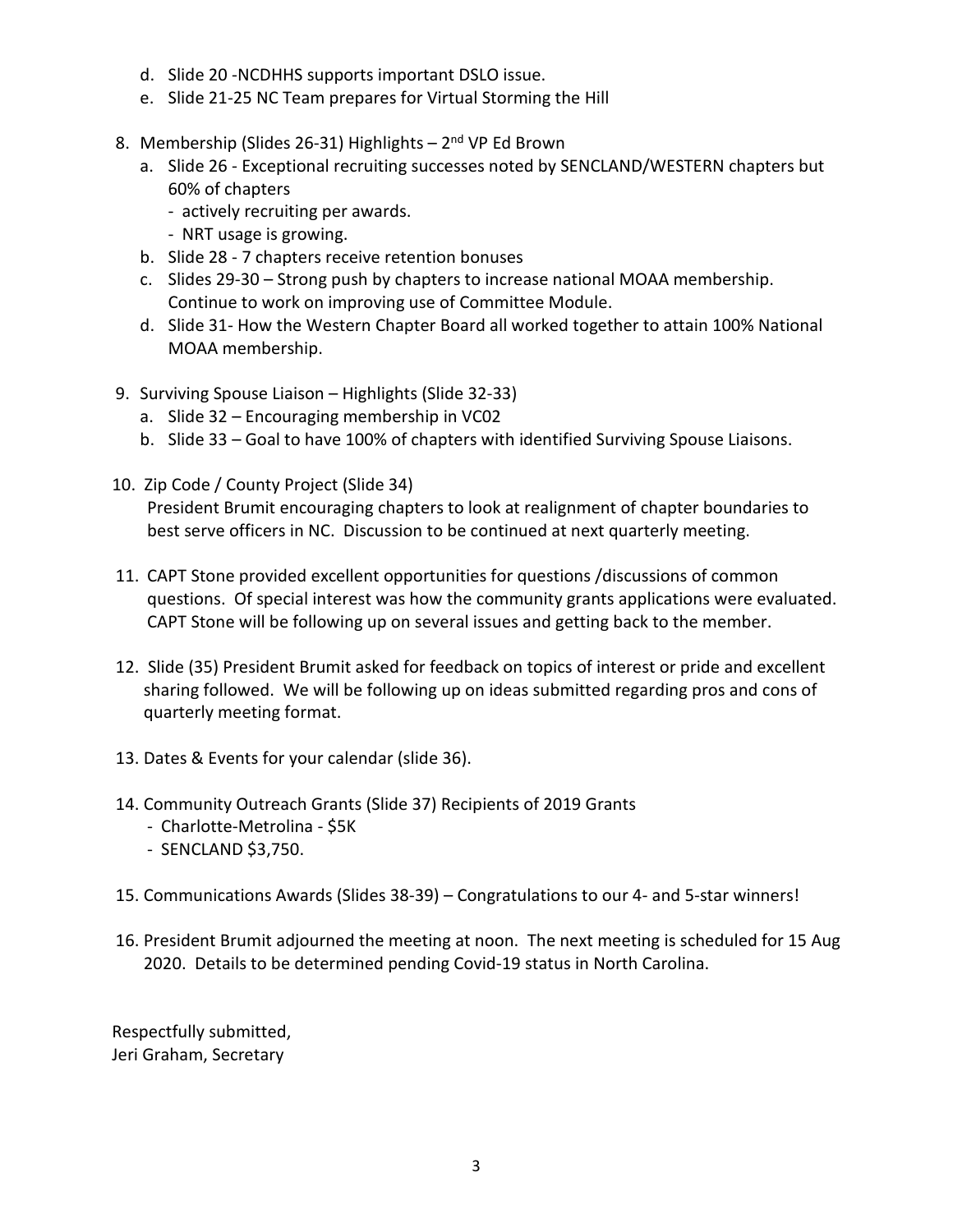d. Slide 20 -NCDHHS supports important DSLO issue.
e. Slide 21-25 NC Team prepares for Virtual Storming the Hill

8. Membership (Slides 26-31) Highlights – 2nd VP Ed Brown
   a. Slide 26 - Exceptional recruiting successes noted by SENCLAND/WESTERN chapters but 60% of chapters
      - actively recruiting per awards.
      - NRT usage is growing.
   b. Slide 28 - 7 chapters receive retention bonuses
   c. Slides 29-30 – Strong push by chapters to increase national MOAA membership. Continue to work on improving use of Committee Module.
   d. Slide 31- How the Western Chapter Board all worked together to attain 100% National MOAA membership.

9. Surviving Spouse Liaison – Highlights (Slide 32-33)
   a. Slide 32 – Encouraging membership in VC02
   b. Slide 33 – Goal to have 100% of chapters with identified Surviving Spouse Liaisons.

10. Zip Code / County Project (Slide 34)
    President Brumit encouraging chapters to look at realignment of chapter boundaries to best serve officers in NC. Discussion to be continued at next quarterly meeting.

11. CAPT Stone provided excellent opportunities for questions /discussions of common questions. Of special interest was how the community grants applications were evaluated. CAPT Stone will be following up on several issues and getting back to the member.

12. Slide (35) President Brumit asked for feedback on topics of interest or pride and excellent sharing followed. We will be following up on ideas submitted regarding pros and cons of quarterly meeting format.

13. Dates & Events for your calendar (slide 36).

14. Community Outreach Grants (Slide 37) Recipients of 2019 Grants
    - Charlotte-Metrolina - $5K
    - SENCLAND $3,750.

15. Communications Awards (Slides 38-39) – Congratulations to our 4- and 5-star winners!

16. President Brumit adjourned the meeting at noon. The next meeting is scheduled for 15 Aug 2020. Details to be determined pending Covid-19 status in North Carolina.

Respectfully submitted,
Jeri Graham, Secretary